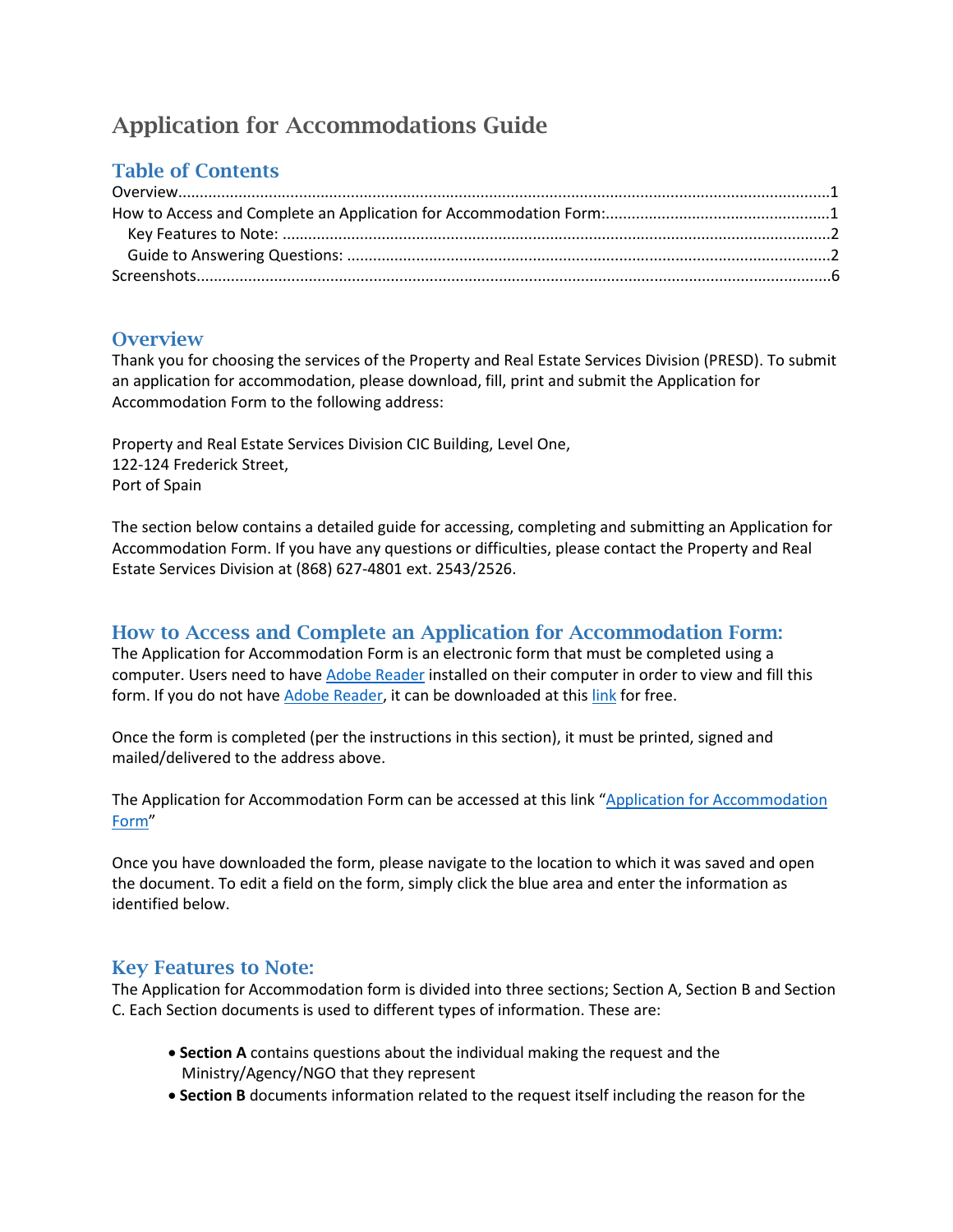# Application for Accommodations Guide

## Table of Contents

Overview....................................................................................................................................................1
How to Access and Complete an Application for Accommodation Form:....................................................1
  Key Features to Note: ..............................................................................................................................2
  Guide to Answering Questions: ...............................................................................................................2
Screenshots.................................................................................................................................................6

## Overview

Thank you for choosing the services of the Property and Real Estate Services Division (PRESD). To submit an application for accommodation, please download, fill, print and submit the Application for Accommodation Form to the following address:

Property and Real Estate Services Division CIC Building, Level One,
122-124 Frederick Street,
Port of Spain

The section below contains a detailed guide for accessing, completing and submitting an Application for Accommodation Form. If you have any questions or difficulties, please contact the Property and Real Estate Services Division at (868) 627-4801 ext. 2543/2526.

## How to Access and Complete an Application for Accommodation Form:

The Application for Accommodation Form is an electronic form that must be completed using a computer. Users need to have Adobe Reader installed on their computer in order to view and fill this form. If you do not have Adobe Reader, it can be downloaded at this link for free.

Once the form is completed (per the instructions in this section), it must be printed, signed and mailed/delivered to the address above.

The Application for Accommodation Form can be accessed at this link "Application for Accommodation Form"

Once you have downloaded the form, please navigate to the location to which it was saved and open the document. To edit a field on the form, simply click the blue area and enter the information as identified below.

### Key Features to Note:

The Application for Accommodation form is divided into three sections; Section A, Section B and Section C. Each Section documents is used to different types of information. These are:

- **Section A** contains questions about the individual making the request and the Ministry/Agency/NGO that they represent
- **Section B** documents information related to the request itself including the reason for the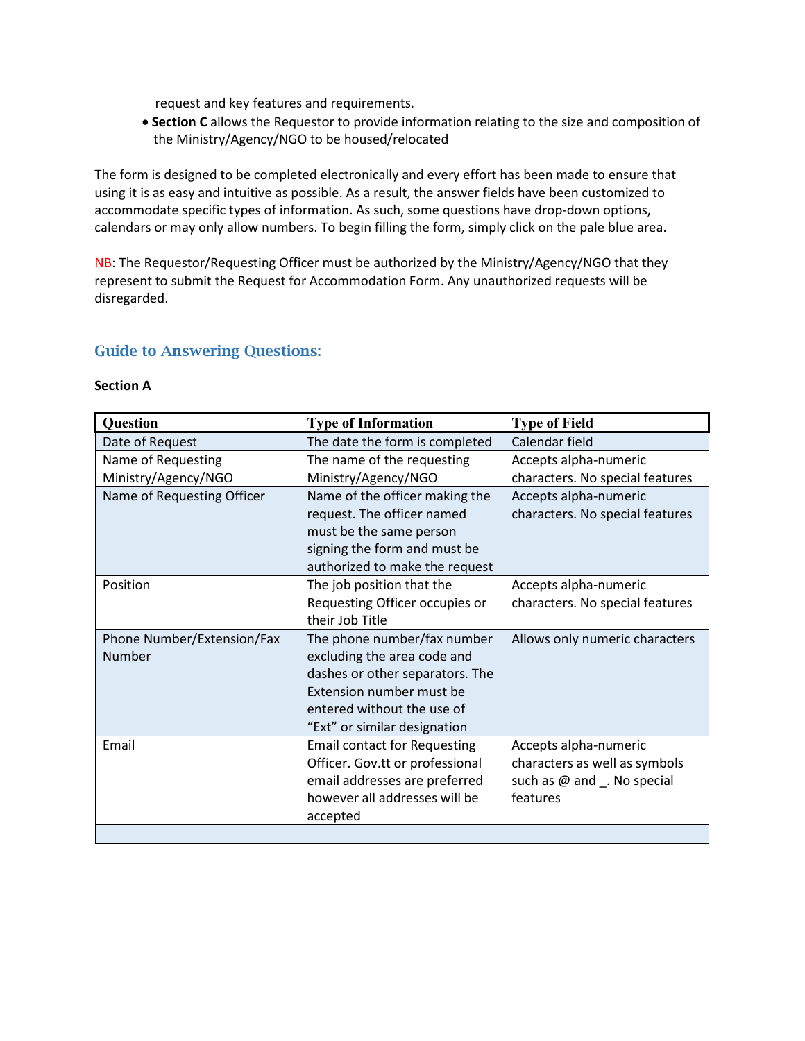request and key features and requirements.

- **Section C** allows the Requestor to provide information relating to the size and composition of the Ministry/Agency/NGO to be housed/relocated

The form is designed to be completed electronically and every effort has been made to ensure that using it is as easy and intuitive as possible. As a result, the answer fields have been customized to accommodate specific types of information. As such, some questions have drop-down options, calendars or may only allow numbers. To begin filling the form, simply click on the pale blue area.

NB: The Requestor/Requesting Officer must be authorized by the Ministry/Agency/NGO that they represent to submit the Request for Accommodation Form. Any unauthorized requests will be disregarded.

## Guide to Answering Questions:

**Section A**

| Question | Type of Information | Type of Field |
|---|---|---|
| Date of Request | The date the form is completed | Calendar field |
| Name of Requesting Ministry/Agency/NGO | The name of the requesting Ministry/Agency/NGO | Accepts alpha-numeric characters. No special features |
| Name of Requesting Officer | Name of the officer making the request. The officer named must be the same person signing the form and must be authorized to make the request | Accepts alpha-numeric characters. No special features |
| Position | The job position that the Requesting Officer occupies or their Job Title | Accepts alpha-numeric characters. No special features |
| Phone Number/Extension/Fax Number | The phone number/fax number excluding the area code and dashes or other separators. The Extension number must be entered without the use of "Ext" or similar designation | Allows only numeric characters |
| Email | Email contact for Requesting Officer. Gov.tt or professional email addresses are preferred however all addresses will be accepted | Accepts alpha-numeric characters as well as symbols such as @ and _. No special features |
| | | |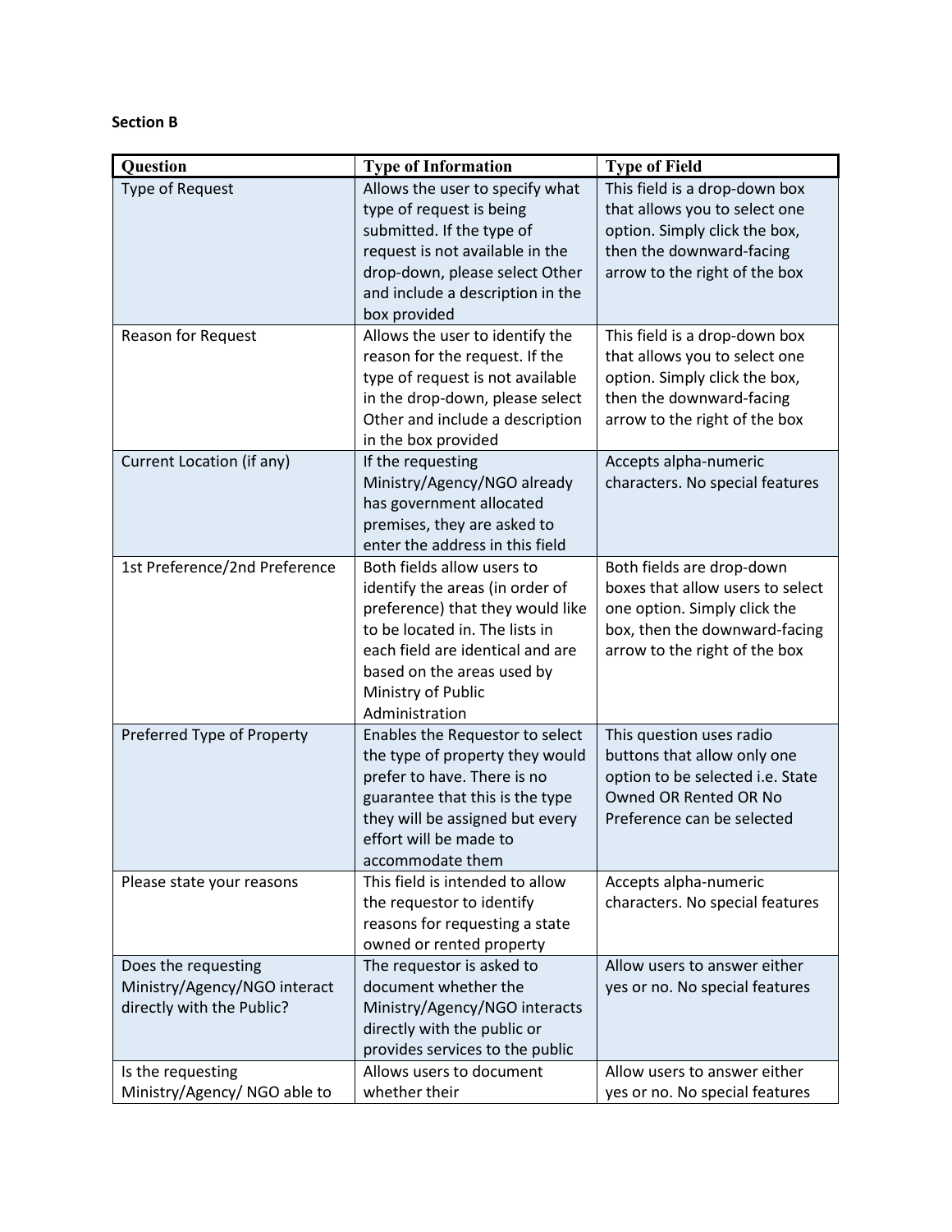### Section B

| Question | Type of Information | Type of Field |
|---|---|---|
| Type of Request | Allows the user to specify what type of request is being submitted. If the type of request is not available in the drop-down, please select Other and include a description in the box provided | This field is a drop-down box that allows you to select one option. Simply click the box, then the downward-facing arrow to the right of the box |
| Reason for Request | Allows the user to identify the reason for the request. If the type of request is not available in the drop-down, please select Other and include a description in the box provided | This field is a drop-down box that allows you to select one option. Simply click the box, then the downward-facing arrow to the right of the box |
| Current Location (if any) | If the requesting Ministry/Agency/NGO already has government allocated premises, they are asked to enter the address in this field | Accepts alpha-numeric characters. No special features |
| 1st Preference/2nd Preference | Both fields allow users to identify the areas (in order of preference) that they would like to be located in. The lists in each field are identical and are based on the areas used by Ministry of Public Administration | Both fields are drop-down boxes that allow users to select one option. Simply click the box, then the downward-facing arrow to the right of the box |
| Preferred Type of Property | Enables the Requestor to select the type of property they would prefer to have. There is no guarantee that this is the type they will be assigned but every effort will be made to accommodate them | This question uses radio buttons that allow only one option to be selected i.e. State Owned OR Rented OR No Preference can be selected |
| Please state your reasons | This field is intended to allow the requestor to identify reasons for requesting a state owned or rented property | Accepts alpha-numeric characters. No special features |
| Does the requesting Ministry/Agency/NGO interact directly with the Public? | The requestor is asked to document whether the Ministry/Agency/NGO interacts directly with the public or provides services to the public | Allow users to answer either yes or no. No special features |
| Is the requesting Ministry/Agency/ NGO able to | Allows users to document whether their | Allow users to answer either yes or no. No special features |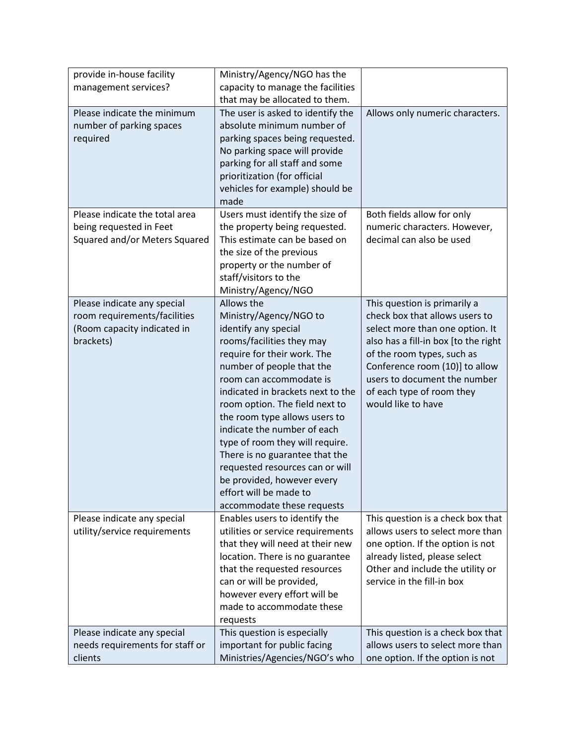| | | |
|---|---|---|
| provide in-house facility management services? | Ministry/Agency/NGO has the capacity to manage the facilities that may be allocated to them. | |
| Please indicate the minimum number of parking spaces required | The user is asked to identify the absolute minimum number of parking spaces being requested. No parking space will provide parking for all staff and some prioritization (for official vehicles for example) should be made | Allows only numeric characters. |
| Please indicate the total area being requested in Feet Squared and/or Meters Squared | Users must identify the size of the property being requested. This estimate can be based on the size of the previous property or the number of staff/visitors to the Ministry/Agency/NGO | Both fields allow for only numeric characters. However, decimal can also be used |
| Please indicate any special room requirements/facilities (Room capacity indicated in brackets) | Allows the Ministry/Agency/NGO to identify any special rooms/facilities they may require for their work. The number of people that the room can accommodate is indicated in brackets next to the room option. The field next to the room type allows users to indicate the number of each type of room they will require. There is no guarantee that the requested resources can or will be provided, however every effort will be made to accommodate these requests | This question is primarily a check box that allows users to select more than one option. It also has a fill-in box [to the right of the room types, such as Conference room (10)] to allow users to document the number of each type of room they would like to have |
| Please indicate any special utility/service requirements | Enables users to identify the utilities or service requirements that they will need at their new location. There is no guarantee that the requested resources can or will be provided, however every effort will be made to accommodate these requests | This question is a check box that allows users to select more than one option. If the option is not already listed, please select Other and include the utility or service in the fill-in box |
| Please indicate any special needs requirements for staff or clients | This question is especially important for public facing Ministries/Agencies/NGO's who | This question is a check box that allows users to select more than one option. If the option is not |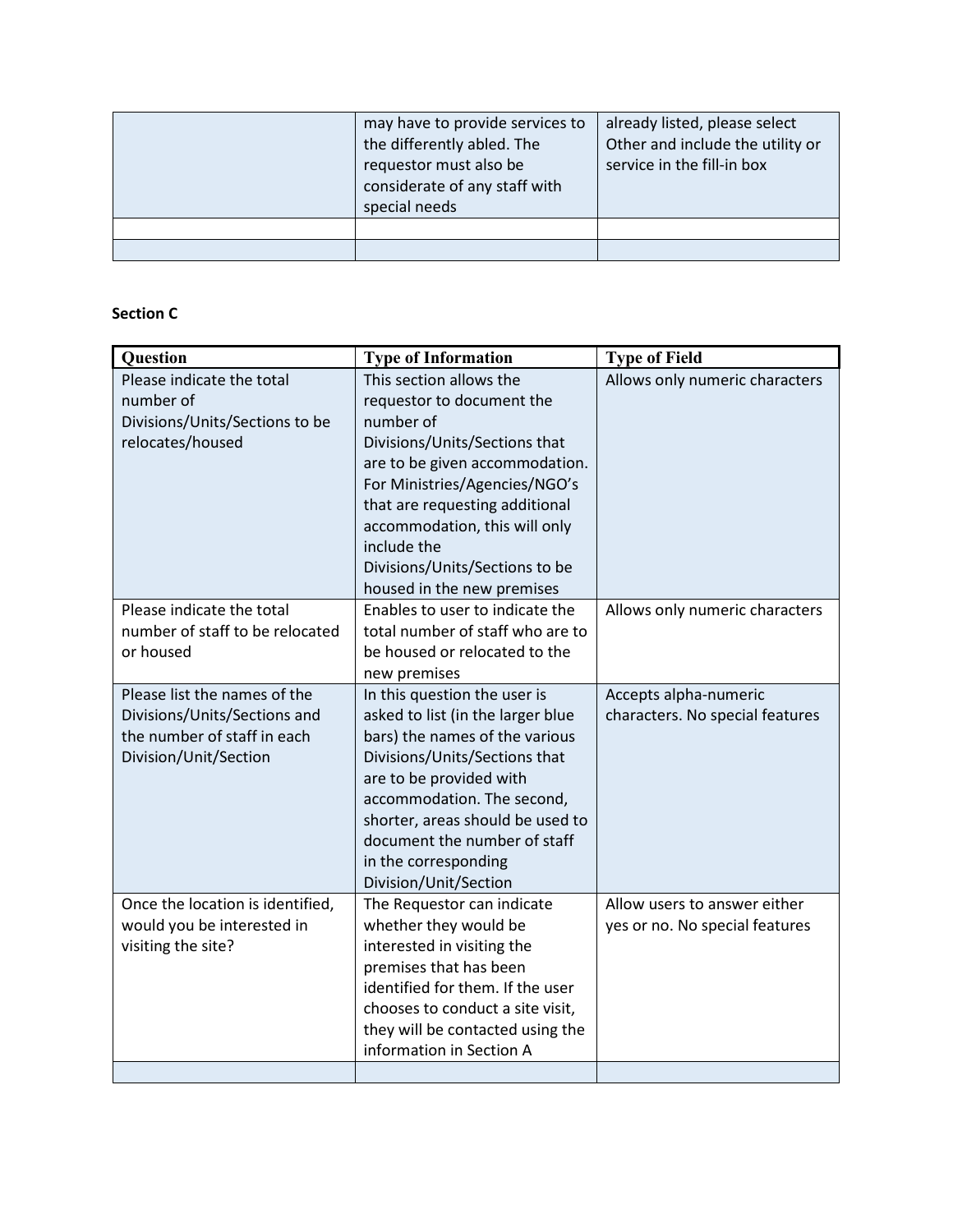| | | |
|---|---|---|
| | may have to provide services to the differently abled. The requestor must also be considerate of any staff with special needs | already listed, please select Other and include the utility or service in the fill-in box |
| | | |
| | | |

**Section C**

| Question | Type of Information | Type of Field |
|---|---|---|
| Please indicate the total number of Divisions/Units/Sections to be relocates/housed | This section allows the requestor to document the number of Divisions/Units/Sections that are to be given accommodation. For Ministries/Agencies/NGO's that are requesting additional accommodation, this will only include the Divisions/Units/Sections to be housed in the new premises | Allows only numeric characters |
| Please indicate the total number of staff to be relocated or housed | Enables to user to indicate the total number of staff who are to be housed or relocated to the new premises | Allows only numeric characters |
| Please list the names of the Divisions/Units/Sections and the number of staff in each Division/Unit/Section | In this question the user is asked to list (in the larger blue bars) the names of the various Divisions/Units/Sections that are to be provided with accommodation. The second, shorter, areas should be used to document the number of staff in the corresponding Division/Unit/Section | Accepts alpha-numeric characters. No special features |
| Once the location is identified, would you be interested in visiting the site? | The Requestor can indicate whether they would be interested in visiting the premises that has been identified for them. If the user chooses to conduct a site visit, they will be contacted using the information in Section A | Allow users to answer either yes or no. No special features |
| | | |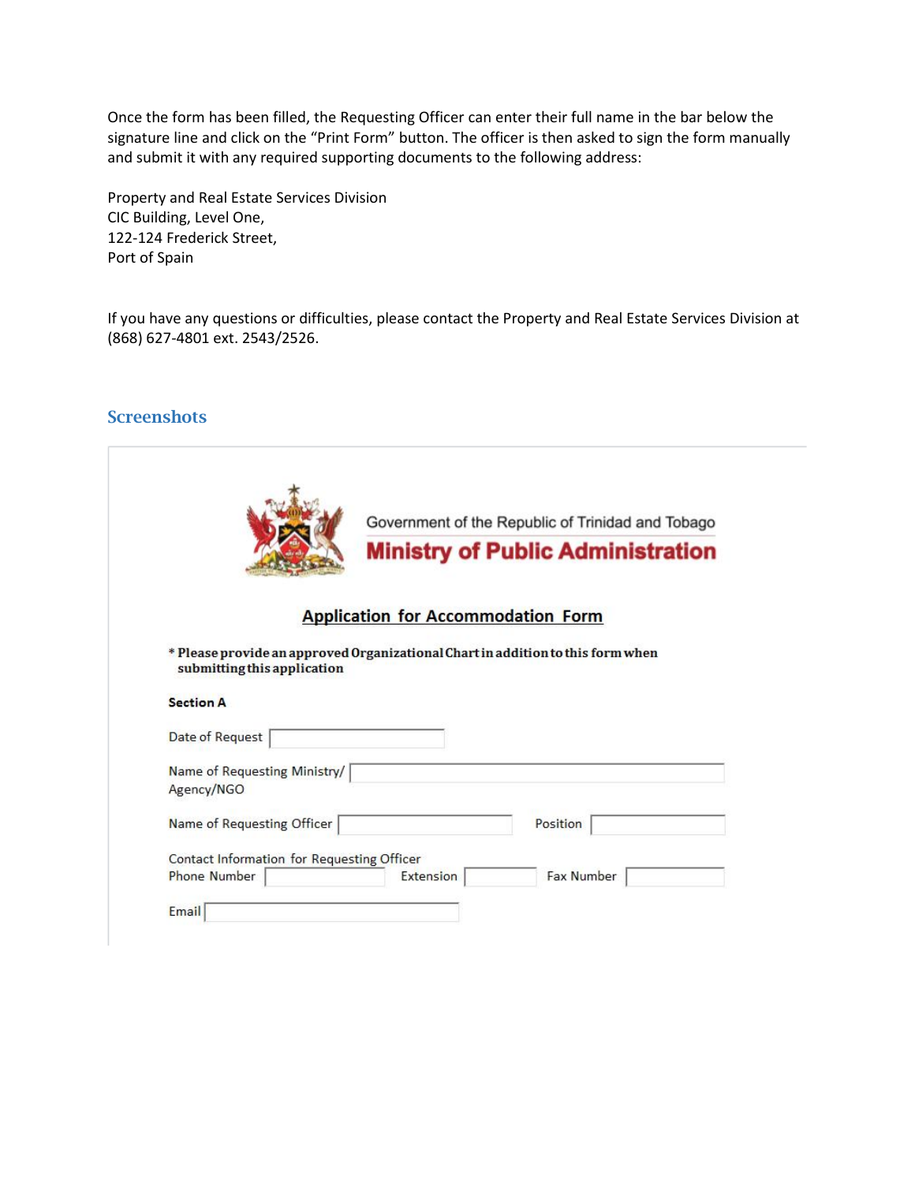Once the form has been filled, the Requesting Officer can enter their full name in the bar below the signature line and click on the "Print Form" button. The officer is then asked to sign the form manually and submit it with any required supporting documents to the following address:

Property and Real Estate Services Division
CIC Building, Level One,
122-124 Frederick Street,
Port of Spain

If you have any questions or difficulties, please contact the Property and Real Estate Services Division at (868) 627-4801 ext. 2543/2526.

## Screenshots

Government of the Republic of Trinidad and Tobago
**Ministry of Public Administration**

**Application for Accommodation Form**

* **Please provide an approved Organizational Chart in addition to this form when submitting this application**

**Section A**

Date of Request

Name of Requesting Ministry/ Agency/NGO

Name of Requesting Officer　　Position

Contact Information for Requesting Officer
Phone Number　　Extension　　Fax Number

Email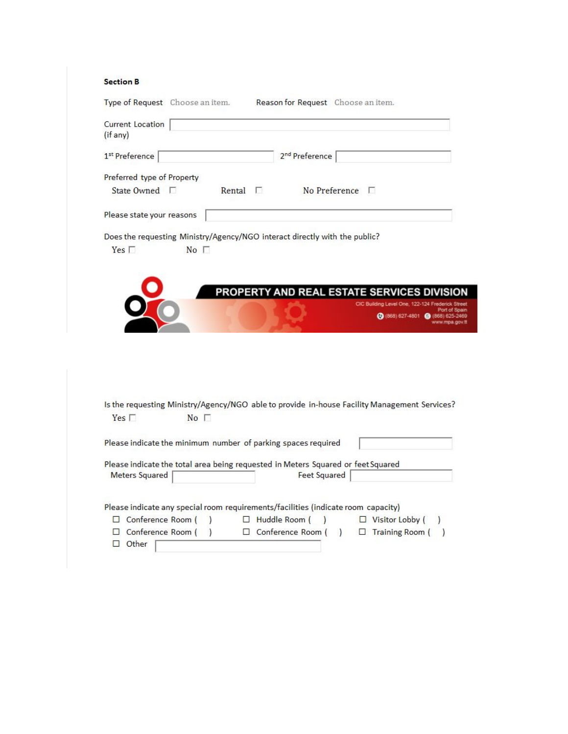**Section B**

Type of Request Choose an item. Reason for Request Choose an item.

Current Location (if any)

1st Preference 2nd Preference

Preferred type of Property

State Owned ☐ Rental ☐ No Preference ☐

Please state your reasons

Does the requesting Ministry/Agency/NGO interact directly with the public?

Yes ☐ No ☐

PROPERTY AND REAL ESTATE SERVICES DIVISION

CIC Building Level One, 122-124 Frederick Street
Port of Spain
(868) 627-4801 (868) 625-2469
www.mpa.gov.tt

Is the requesting Ministry/Agency/NGO able to provide in-house Facility Management Services?

Yes ☐ No ☐

Please indicate the minimum number of parking spaces required

Please indicate the total area being requested in Meters Squared or feet Squared

Meters Squared Feet Squared

Please indicate any special room requirements/facilities (indicate room capacity)

☐ Conference Room ( ) ☐ Huddle Room ( ) ☐ Visitor Lobby ( )

☐ Conference Room ( ) ☐ Conference Room ( ) ☐ Training Room ( )

☐ Other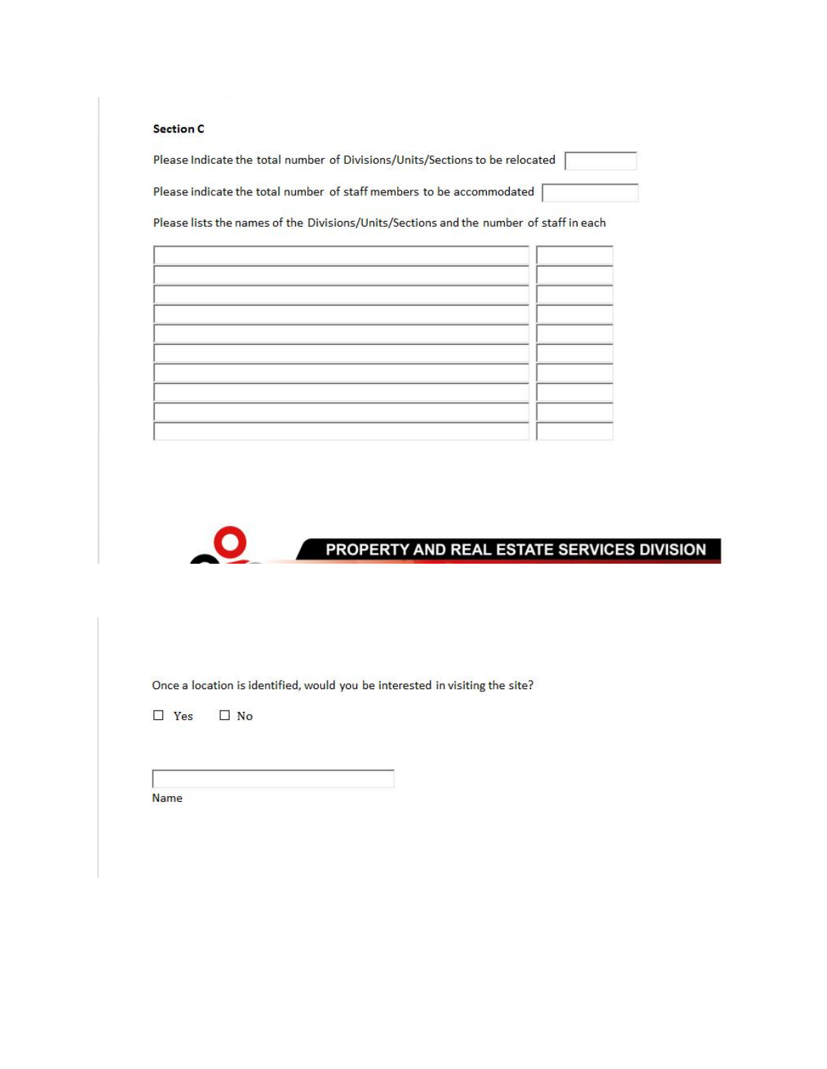**Section C**

Please Indicate the total number of Divisions/Units/Sections to be relocated [ ]

Please indicate the total number of staff members to be accommodated [ ]

Please lists the names of the Divisions/Units/Sections and the number of staff in each

| | |
|---|---|
| | |
| | |
| | |
| | |
| | |
| | |
| | |
| | |
| | |
| | |

PROPERTY AND REAL ESTATE SERVICES DIVISION

Once a location is identified, would you be interested in visiting the site?

☐ Yes ☐ No

Name